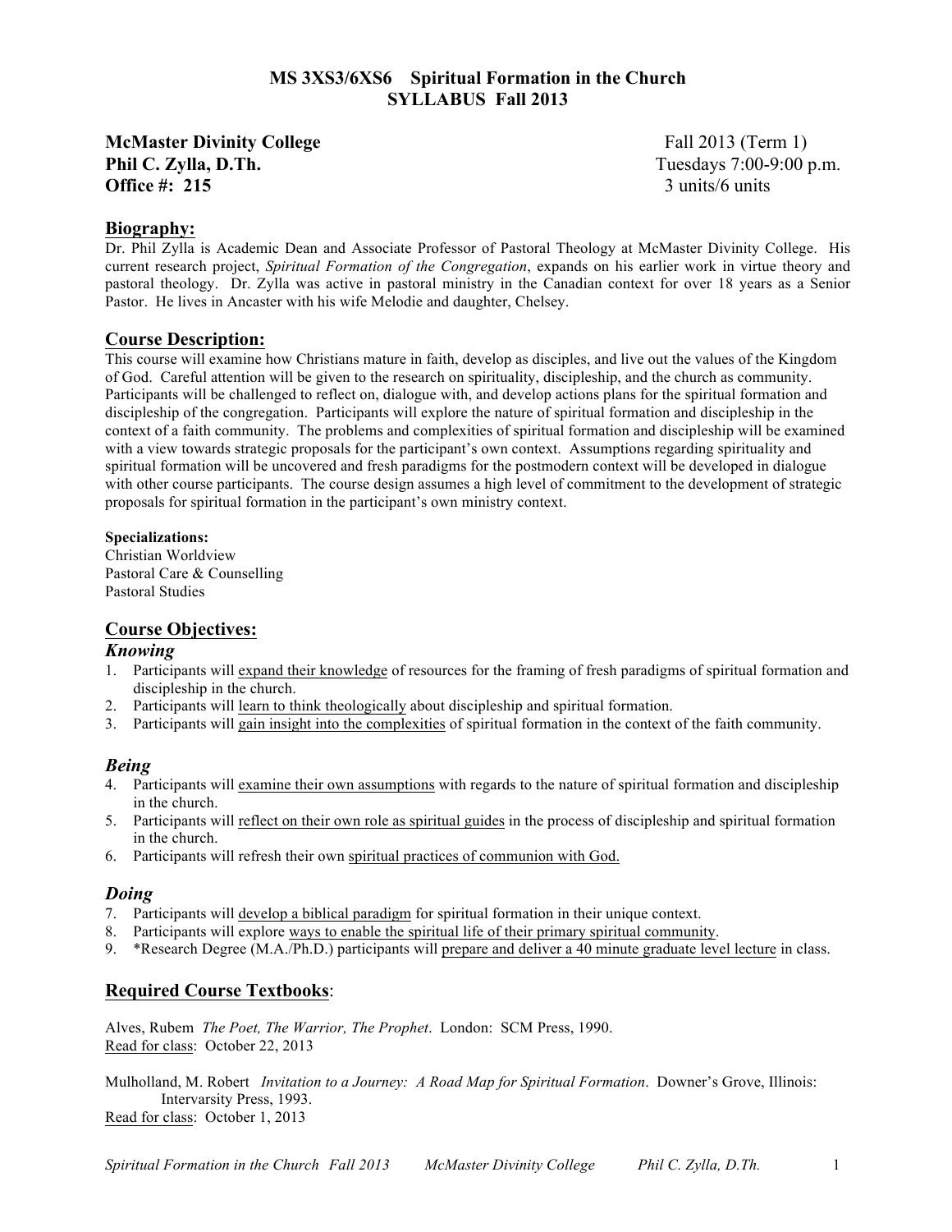# MS 3XS3/6XS6 Spiritual Formation in the Church
## SYLLABUS Fall 2013

**McMaster Divinity College** Fall 2013 (Term 1)
**Phil C. Zylla, D.Th.** Tuesdays 7:00-9:00 p.m.
**Office #: 215** 3 units/6 units

## Biography:

Dr. Phil Zylla is Academic Dean and Associate Professor of Pastoral Theology at McMaster Divinity College. His current research project, *Spiritual Formation of the Congregation*, expands on his earlier work in virtue theory and pastoral theology. Dr. Zylla was active in pastoral ministry in the Canadian context for over 18 years as a Senior Pastor. He lives in Ancaster with his wife Melodie and daughter, Chelsey.

## Course Description:

This course will examine how Christians mature in faith, develop as disciples, and live out the values of the Kingdom of God. Careful attention will be given to the research on spirituality, discipleship, and the church as community. Participants will be challenged to reflect on, dialogue with, and develop actions plans for the spiritual formation and discipleship of the congregation. Participants will explore the nature of spiritual formation and discipleship in the context of a faith community. The problems and complexities of spiritual formation and discipleship will be examined with a view towards strategic proposals for the participant's own context. Assumptions regarding spirituality and spiritual formation will be uncovered and fresh paradigms for the postmodern context will be developed in dialogue with other course participants. The course design assumes a high level of commitment to the development of strategic proposals for spiritual formation in the participant's own ministry context.

**Specializations:**
Christian Worldview
Pastoral Care & Counselling
Pastoral Studies

## Course Objectives:

### *Knowing*

1. Participants will expand their knowledge of resources for the framing of fresh paradigms of spiritual formation and discipleship in the church.
2. Participants will learn to think theologically about discipleship and spiritual formation.
3. Participants will gain insight into the complexities of spiritual formation in the context of the faith community.

### *Being*

4. Participants will examine their own assumptions with regards to the nature of spiritual formation and discipleship in the church.
5. Participants will reflect on their own role as spiritual guides in the process of discipleship and spiritual formation in the church.
6. Participants will refresh their own spiritual practices of communion with God.

### *Doing*

7. Participants will develop a biblical paradigm for spiritual formation in their unique context.
8. Participants will explore ways to enable the spiritual life of their primary spiritual community.
9. *Research Degree (M.A./Ph.D.) participants will prepare and deliver a 40 minute graduate level lecture in class.

## Required Course Textbooks:

Alves, Rubem *The Poet, The Warrior, The Prophet*. London: SCM Press, 1990.
Read for class: October 22, 2013

Mulholland, M. Robert *Invitation to a Journey: A Road Map for Spiritual Formation*. Downer's Grove, Illinois: Intervarsity Press, 1993.
Read for class: October 1, 2013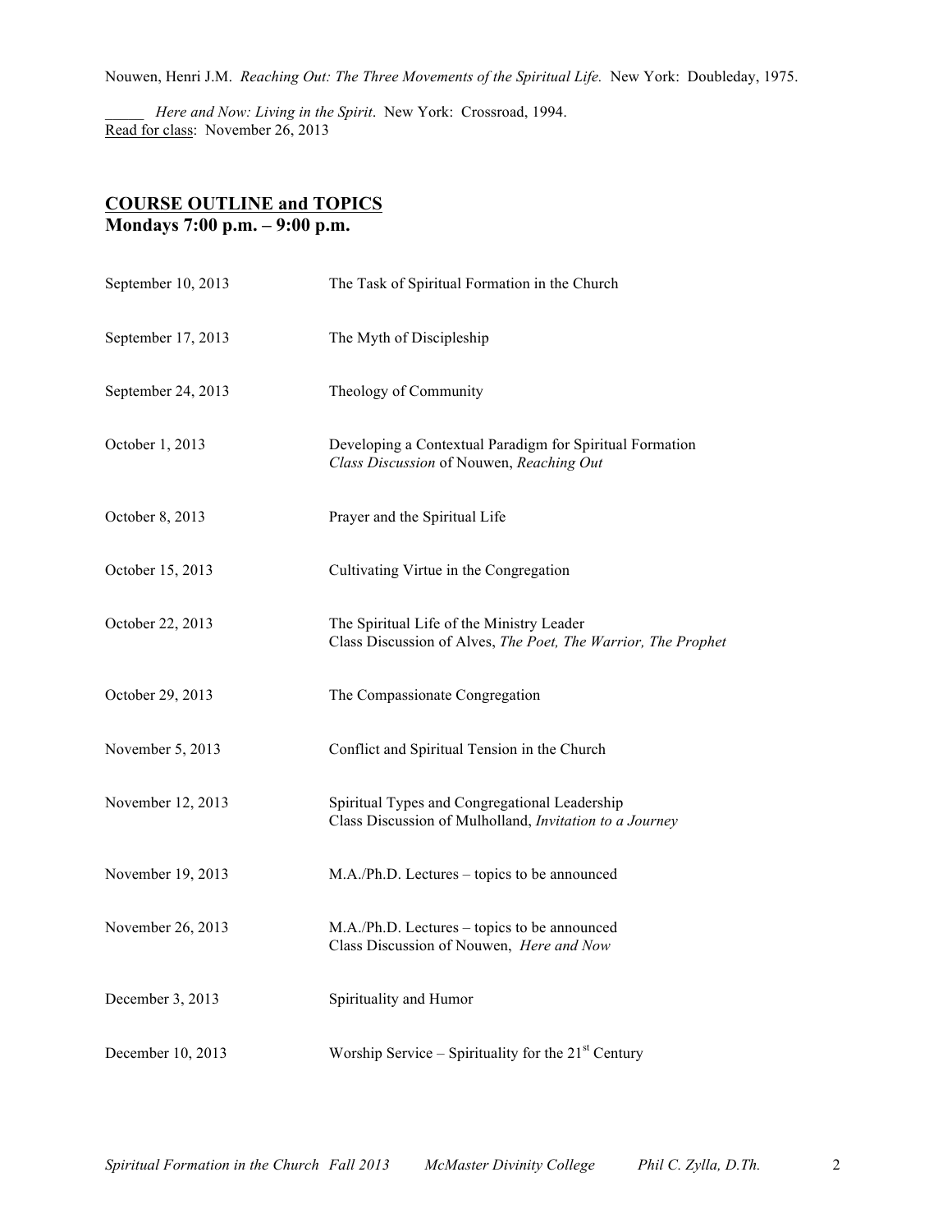Nouwen, Henri J.M. *Reaching Out: The Three Movements of the Spiritual Life.* New York: Doubleday, 1975.

_____ *Here and Now: Living in the Spirit*. New York: Crossroad, 1994.
Read for class: November 26, 2013

## COURSE OUTLINE and TOPICS
**Mondays 7:00 p.m. – 9:00 p.m.**

| | |
|---|---|
| September 10, 2013 | The Task of Spiritual Formation in the Church |
| September 17, 2013 | The Myth of Discipleship |
| September 24, 2013 | Theology of Community |
| October 1, 2013 | Developing a Contextual Paradigm for Spiritual Formation<br>*Class Discussion* of Nouwen, *Reaching Out* |
| October 8, 2013 | Prayer and the Spiritual Life |
| October 15, 2013 | Cultivating Virtue in the Congregation |
| October 22, 2013 | The Spiritual Life of the Ministry Leader<br>Class Discussion of Alves, *The Poet, The Warrior, The Prophet* |
| October 29, 2013 | The Compassionate Congregation |
| November 5, 2013 | Conflict and Spiritual Tension in the Church |
| November 12, 2013 | Spiritual Types and Congregational Leadership<br>Class Discussion of Mulholland, *Invitation to a Journey* |
| November 19, 2013 | M.A./Ph.D. Lectures – topics to be announced |
| November 26, 2013 | M.A./Ph.D. Lectures – topics to be announced<br>Class Discussion of Nouwen, *Here and Now* |
| December 3, 2013 | Spirituality and Humor |
| December 10, 2013 | Worship Service – Spirituality for the 21st Century |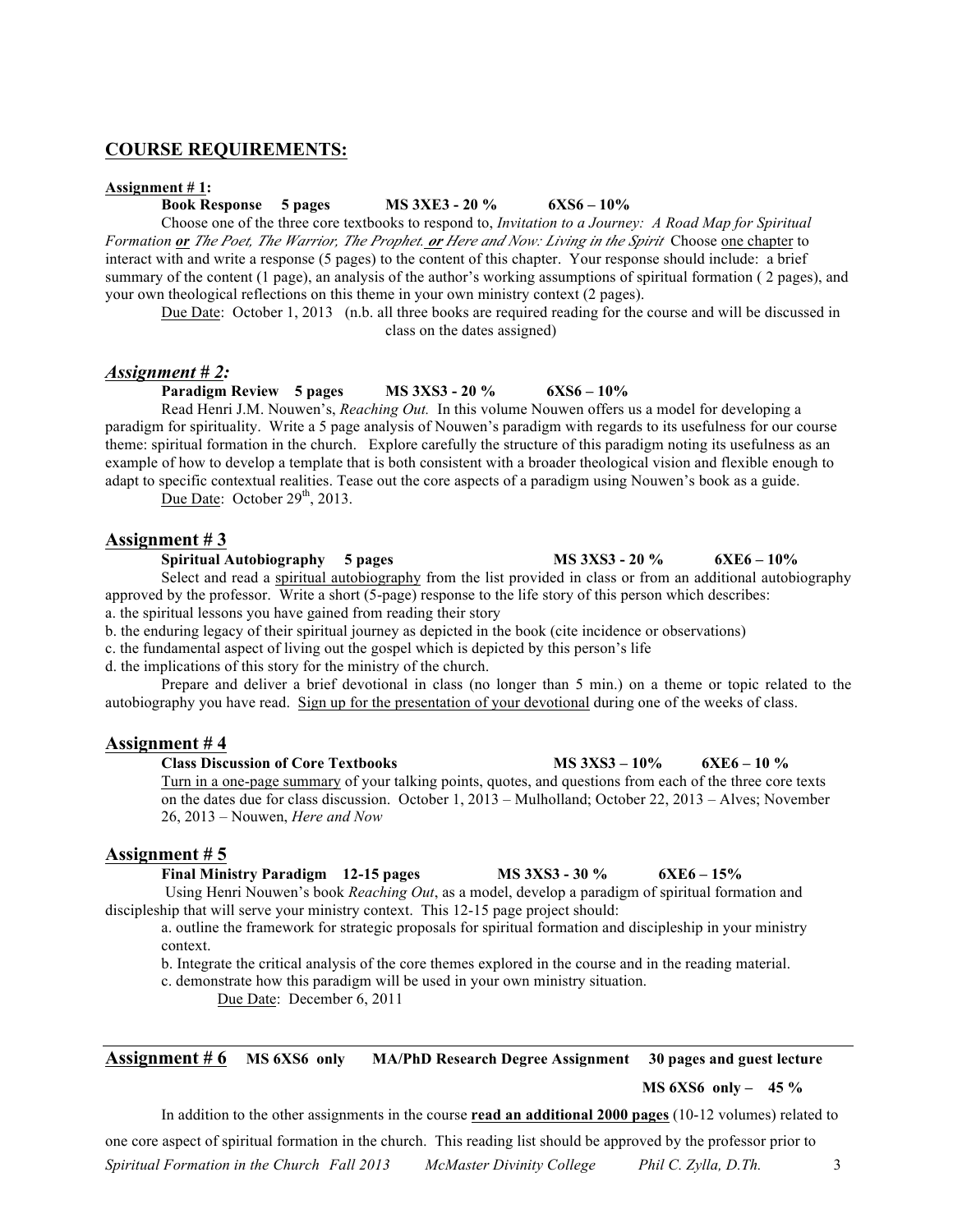## COURSE REQUIREMENTS:

**Assignment # 1:**

**Book Response 5 pages MS 3XE3 - 20 % 6XS6 – 10%**

Choose one of the three core textbooks to respond to, *Invitation to a Journey: A Road Map for Spiritual Formation* ***or*** *The Poet, The Warrior, The Prophet.* ***or*** *Here and Now: Living in the Spirit* Choose one chapter to interact with and write a response (5 pages) to the content of this chapter. Your response should include: a brief summary of the content (1 page), an analysis of the author's working assumptions of spiritual formation ( 2 pages), and your own theological reflections on this theme in your own ministry context (2 pages).

Due Date: October 1, 2013 (n.b. all three books are required reading for the course and will be discussed in class on the dates assigned)

***Assignment # 2:***

**Paradigm Review 5 pages MS 3XS3 - 20 % 6XS6 – 10%**

Read Henri J.M. Nouwen's, *Reaching Out.* In this volume Nouwen offers us a model for developing a paradigm for spirituality. Write a 5 page analysis of Nouwen's paradigm with regards to its usefulness for our course theme: spiritual formation in the church. Explore carefully the structure of this paradigm noting its usefulness as an example of how to develop a template that is both consistent with a broader theological vision and flexible enough to adapt to specific contextual realities. Tease out the core aspects of a paradigm using Nouwen's book as a guide.

Due Date: October 29th, 2013.

**Assignment # 3**

**Spiritual Autobiography 5 pages MS 3XS3 - 20 % 6XE6 – 10%**

Select and read a spiritual autobiography from the list provided in class or from an additional autobiography approved by the professor. Write a short (5-page) response to the life story of this person which describes:

a. the spiritual lessons you have gained from reading their story
b. the enduring legacy of their spiritual journey as depicted in the book (cite incidence or observations)
c. the fundamental aspect of living out the gospel which is depicted by this person's life
d. the implications of this story for the ministry of the church.

Prepare and deliver a brief devotional in class (no longer than 5 min.) on a theme or topic related to the autobiography you have read. Sign up for the presentation of your devotional during one of the weeks of class.

**Assignment # 4**

**Class Discussion of Core Textbooks MS 3XS3 – 10% 6XE6 – 10 %**

Turn in a one-page summary of your talking points, quotes, and questions from each of the three core texts on the dates due for class discussion. October 1, 2013 – Mulholland; October 22, 2013 – Alves; November 26, 2013 – Nouwen, *Here and Now*

**Assignment # 5**

**Final Ministry Paradigm 12-15 pages MS 3XS3 - 30 % 6XE6 – 15%**

Using Henri Nouwen's book *Reaching Out*, as a model, develop a paradigm of spiritual formation and discipleship that will serve your ministry context. This 12-15 page project should:

a. outline the framework for strategic proposals for spiritual formation and discipleship in your ministry context.
b. Integrate the critical analysis of the core themes explored in the course and in the reading material.
c. demonstrate how this paradigm will be used in your own ministry situation.

Due Date: December 6, 2011

**Assignment # 6** **MS 6XS6 only MA/PhD Research Degree Assignment 30 pages and guest lecture**

**MS 6XS6 only – 45 %**

In addition to the other assignments in the course **read an additional 2000 pages** (10-12 volumes) related to one core aspect of spiritual formation in the church. This reading list should be approved by the professor prior to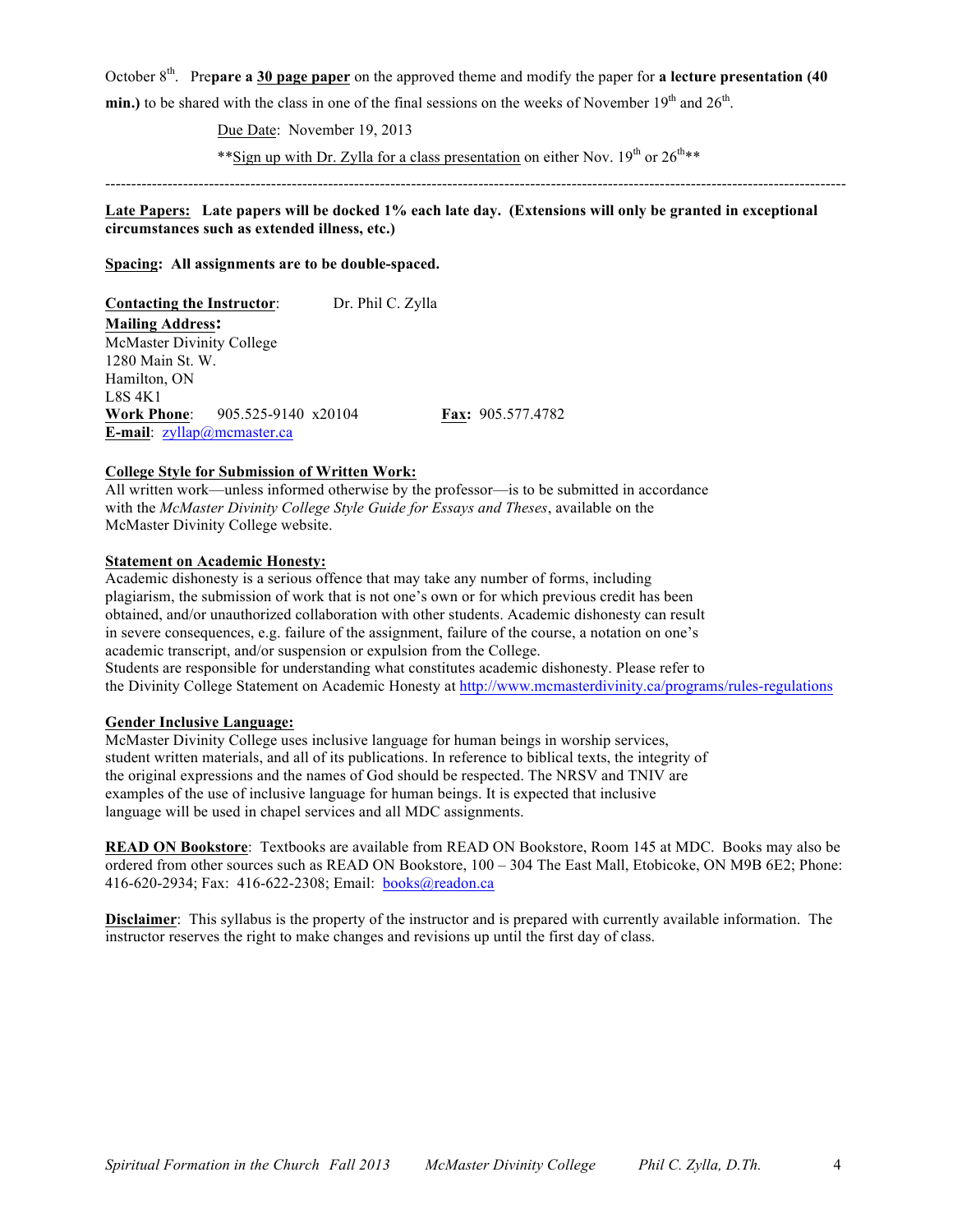October 8th. Pre**pare a <u>30 page paper</u>** on the approved theme and modify the paper for **a lecture presentation (40 min.)** to be shared with the class in one of the final sessions on the weeks of November 19th and 26th.

<u>Due Date</u>: November 19, 2013

**<u>Sign up with Dr. Zylla for a class presentation</u> on either Nov. 19th or 26th**

---

**<u>Late Papers:</u> Late papers will be docked 1% each late day. (Extensions will only be granted in exceptional circumstances such as extended illness, etc.)**

**<u>Spacing</u>: All assignments are to be double-spaced.**

**<u>Contacting the Instructor</u>**: Dr. Phil C. Zylla

**<u>Mailing Address</u>:**
McMaster Divinity College
1280 Main St. W.
Hamilton, ON
L8S 4K1

**<u>Work Phone</u>**: 905.525-9140 x20104 **<u>Fax</u>**: 905.577.4782

**<u>E-mail</u>**: zyllap@mcmaster.ca

**<u>College Style for Submission of Written Work:</u>**

All written work—unless informed otherwise by the professor—is to be submitted in accordance with the *McMaster Divinity College Style Guide for Essays and Theses*, available on the McMaster Divinity College website.

**<u>Statement on Academic Honesty:</u>**

Academic dishonesty is a serious offence that may take any number of forms, including plagiarism, the submission of work that is not one's own or for which previous credit has been obtained, and/or unauthorized collaboration with other students. Academic dishonesty can result in severe consequences, e.g. failure of the assignment, failure of the course, a notation on one's academic transcript, and/or suspension or expulsion from the College.

Students are responsible for understanding what constitutes academic dishonesty. Please refer to the Divinity College Statement on Academic Honesty at http://www.mcmasterdivinity.ca/programs/rules-regulations

**<u>Gender Inclusive Language:</u>**

McMaster Divinity College uses inclusive language for human beings in worship services, student written materials, and all of its publications. In reference to biblical texts, the integrity of the original expressions and the names of God should be respected. The NRSV and TNIV are examples of the use of inclusive language for human beings. It is expected that inclusive language will be used in chapel services and all MDC assignments.

**<u>READ ON Bookstore</u>**: Textbooks are available from READ ON Bookstore, Room 145 at MDC. Books may also be ordered from other sources such as READ ON Bookstore, 100 – 304 The East Mall, Etobicoke, ON M9B 6E2; Phone: 416-620-2934; Fax: 416-622-2308; Email: books@readon.ca

**<u>Disclaimer</u>**: This syllabus is the property of the instructor and is prepared with currently available information. The instructor reserves the right to make changes and revisions up until the first day of class.